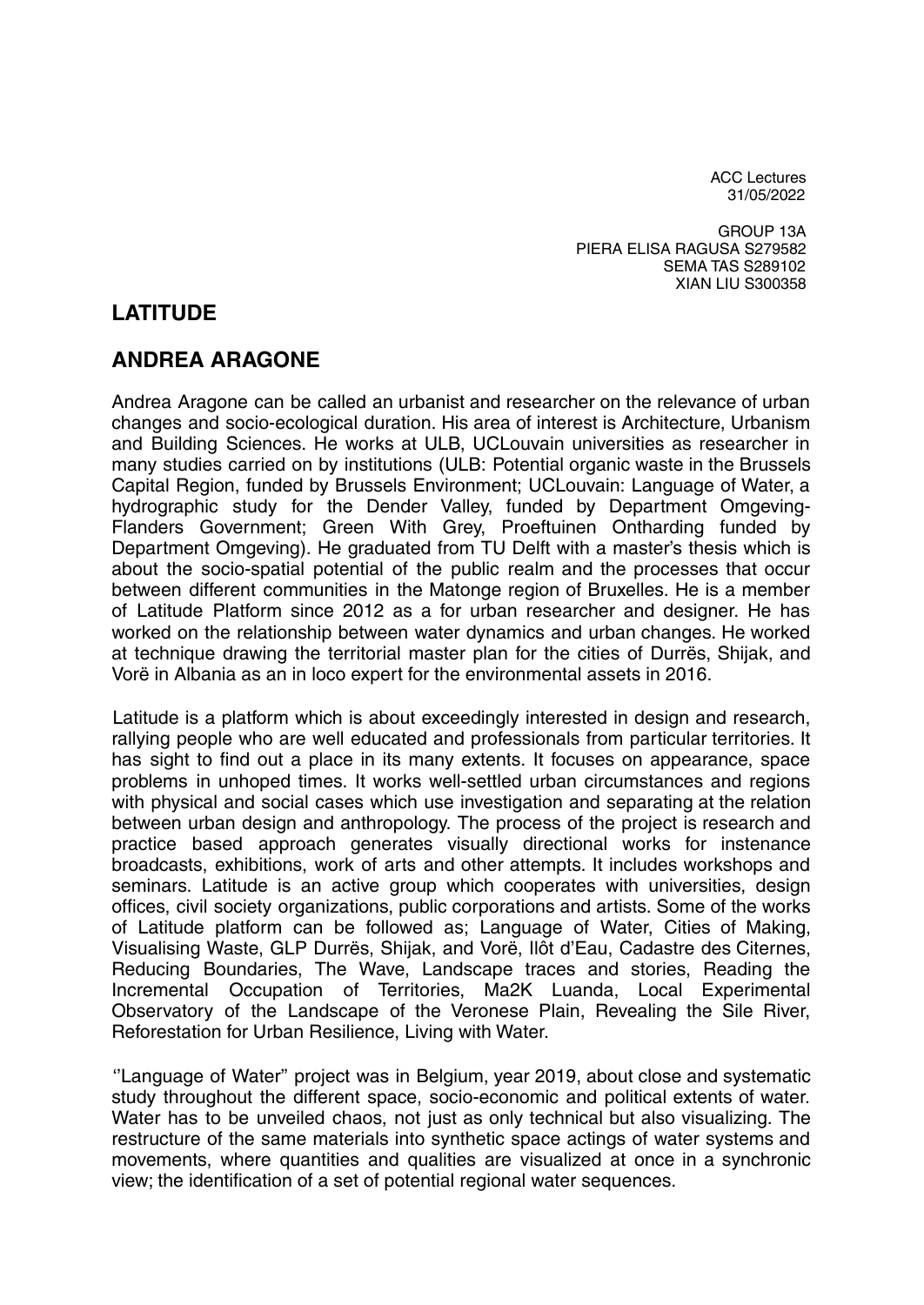ACC Lectures
31/05/2022

GROUP 13A
PIERA ELISA RAGUSA S279582
SEMA TAS S289102
XIAN LIU S300358

## LATITUDE

## ANDREA ARAGONE

Andrea Aragone can be called an urbanist and researcher on the relevance of urban changes and socio-ecological duration. His area of interest is Architecture, Urbanism and Building Sciences. He works at ULB, UCLouvain universities as researcher in many studies carried on by institutions (ULB: Potential organic waste in the Brussels Capital Region, funded by Brussels Environment; UCLouvain: Language of Water, a hydrographic study for the Dender Valley, funded by Department Omgeving-Flanders Government; Green With Grey, Proeftuinen Ontharding funded by Department Omgeving). He graduated from TU Delft with a master's thesis which is about the socio-spatial potential of the public realm and the processes that occur between different communities in the Matonge region of Bruxelles. He is a member of Latitude Platform since 2012 as a for urban researcher and designer. He has worked on the relationship between water dynamics and urban changes. He worked at technique drawing the territorial master plan for the cities of Durrës, Shijak, and Vorë in Albania as an in loco expert for the environmental assets in 2016.

Latitude is a platform which is about exceedingly interested in design and research, rallying people who are well educated and professionals from particular territories. It has sight to find out a place in its many extents. It focuses on appearance, space problems in unhoped times. It works well-settled urban circumstances and regions with physical and social cases which use investigation and separating at the relation between urban design and anthropology. The process of the project is research and practice based approach generates visually directional works for instenance broadcasts, exhibitions, work of arts and other attempts. It includes workshops and seminars. Latitude is an active group which cooperates with universities, design offices, civil society organizations, public corporations and artists. Some of the works of Latitude platform can be followed as; Language of Water, Cities of Making, Visualising Waste, GLP Durrës, Shijak, and Vorë, Ilôt d'Eau, Cadastre des Citernes, Reducing Boundaries, The Wave, Landscape traces and stories, Reading the Incremental Occupation of Territories, Ma2K Luanda, Local Experimental Observatory of the Landscape of the Veronese Plain, Revealing the Sile River, Reforestation for Urban Resilience, Living with Water.

''Language of Water" project was in Belgium, year 2019, about close and systematic study throughout the different space, socio-economic and political extents of water. Water has to be unveiled chaos, not just as only technical but also visualizing. The restructure of the same materials into synthetic space actings of water systems and movements, where quantities and qualities are visualized at once in a synchronic view; the identification of a set of potential regional water sequences.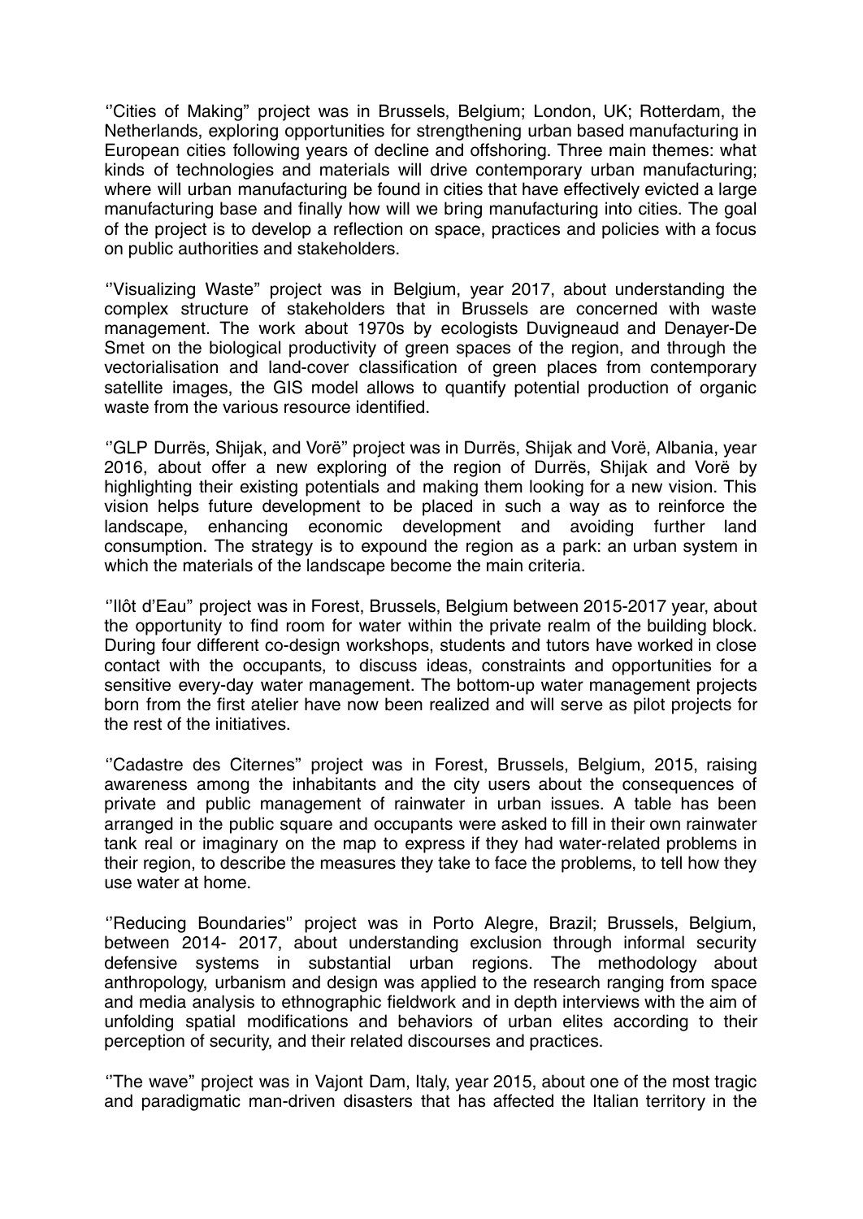''Cities of Making" project was in Brussels, Belgium; London, UK; Rotterdam, the Netherlands, exploring opportunities for strengthening urban based manufacturing in European cities following years of decline and offshoring. Three main themes: what kinds of technologies and materials will drive contemporary urban manufacturing; where will urban manufacturing be found in cities that have effectively evicted a large manufacturing base and finally how will we bring manufacturing into cities. The goal of the project is to develop a reflection on space, practices and policies with a focus on public authorities and stakeholders.

''Visualizing Waste" project was in Belgium, year 2017, about understanding the complex structure of stakeholders that in Brussels are concerned with waste management. The work about 1970s by ecologists Duvigneaud and Denayer-De Smet on the biological productivity of green spaces of the region, and through the vectorialisation and land-cover classification of green places from contemporary satellite images, the GIS model allows to quantify potential production of organic waste from the various resource identified.

''GLP Durrës, Shijak, and Vorë" project was in Durrës, Shijak and Vorë, Albania, year 2016, about offer a new exploring of the region of Durrës, Shijak and Vorë by highlighting their existing potentials and making them looking for a new vision. This vision helps future development to be placed in such a way as to reinforce the landscape, enhancing economic development and avoiding further land consumption. The strategy is to expound the region as a park: an urban system in which the materials of the landscape become the main criteria.

''Ilôt d'Eau" project was in Forest, Brussels, Belgium between 2015-2017 year, about the opportunity to find room for water within the private realm of the building block. During four different co-design workshops, students and tutors have worked in close contact with the occupants, to discuss ideas, constraints and opportunities for a sensitive every-day water management. The bottom-up water management projects born from the first atelier have now been realized and will serve as pilot projects for the rest of the initiatives.

''Cadastre des Citernes" project was in Forest, Brussels, Belgium, 2015, raising awareness among the inhabitants and the city users about the consequences of private and public management of rainwater in urban issues. A table has been arranged in the public square and occupants were asked to fill in their own rainwater tank real or imaginary on the map to express if they had water-related problems in their region, to describe the measures they take to face the problems, to tell how they use water at home.

''Reducing Boundaries'' project was in Porto Alegre, Brazil; Brussels, Belgium, between 2014- 2017, about understanding exclusion through informal security defensive systems in substantial urban regions. The methodology about anthropology, urbanism and design was applied to the research ranging from space and media analysis to ethnographic fieldwork and in depth interviews with the aim of unfolding spatial modifications and behaviors of urban elites according to their perception of security, and their related discourses and practices.

''The wave" project was in Vajont Dam, Italy, year 2015, about one of the most tragic and paradigmatic man-driven disasters that has affected the Italian territory in the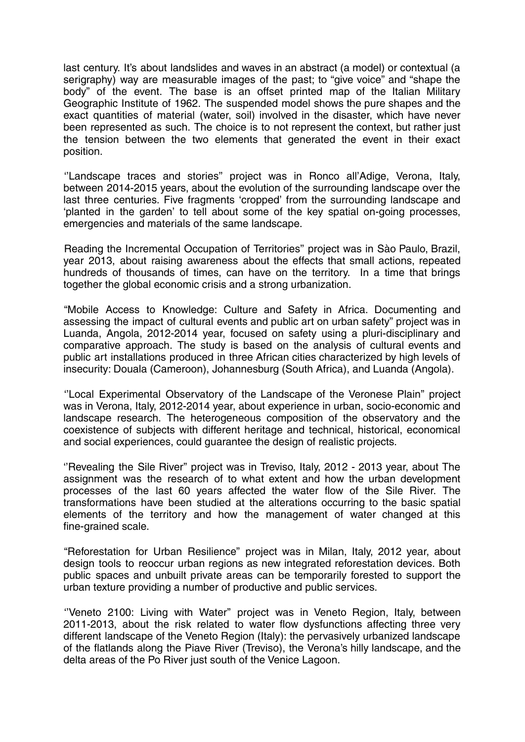last century. It's about landslides and waves in an abstract (a model) or contextual (a serigraphy) way are measurable images of the past; to "give voice" and "shape the body" of the event. The base is an offset printed map of the Italian Military Geographic Institute of 1962. The suspended model shows the pure shapes and the exact quantities of material (water, soil) involved in the disaster, which have never been represented as such. The choice is to not represent the context, but rather just the tension between the two elements that generated the event in their exact position.

''Landscape traces and stories" project was in Ronco all'Adige, Verona, Italy, between 2014-2015 years, about the evolution of the surrounding landscape over the last three centuries. Five fragments 'cropped' from the surrounding landscape and 'planted in the garden' to tell about some of the key spatial on-going processes, emergencies and materials of the same landscape.

Reading the Incremental Occupation of Territories" project was in Sào Paulo, Brazil, year 2013, about raising awareness about the effects that small actions, repeated hundreds of thousands of times, can have on the territory. In a time that brings together the global economic crisis and a strong urbanization.

"Mobile Access to Knowledge: Culture and Safety in Africa. Documenting and assessing the impact of cultural events and public art on urban safety" project was in Luanda, Angola, 2012-2014 year, focused on safety using a pluri-disciplinary and comparative approach. The study is based on the analysis of cultural events and public art installations produced in three African cities characterized by high levels of insecurity: Douala (Cameroon), Johannesburg (South Africa), and Luanda (Angola).

''Local Experimental Observatory of the Landscape of the Veronese Plain" project was in Verona, Italy, 2012-2014 year, about experience in urban, socio-economic and landscape research. The heterogeneous composition of the observatory and the coexistence of subjects with different heritage and technical, historical, economical and social experiences, could guarantee the design of realistic projects.

''Revealing the Sile River" project was in Treviso, Italy, 2012 - 2013 year, about The assignment was the research of to what extent and how the urban development processes of the last 60 years affected the water flow of the Sile River. The transformations have been studied at the alterations occurring to the basic spatial elements of the territory and how the management of water changed at this fine-grained scale.

"Reforestation for Urban Resilience" project was in Milan, Italy, 2012 year, about design tools to reoccur urban regions as new integrated reforestation devices. Both public spaces and unbuilt private areas can be temporarily forested to support the urban texture providing a number of productive and public services.

''Veneto 2100: Living with Water" project was in Veneto Region, Italy, between 2011-2013, about the risk related to water flow dysfunctions affecting three very different landscape of the Veneto Region (Italy): the pervasively urbanized landscape of the flatlands along the Piave River (Treviso), the Verona's hilly landscape, and the delta areas of the Po River just south of the Venice Lagoon.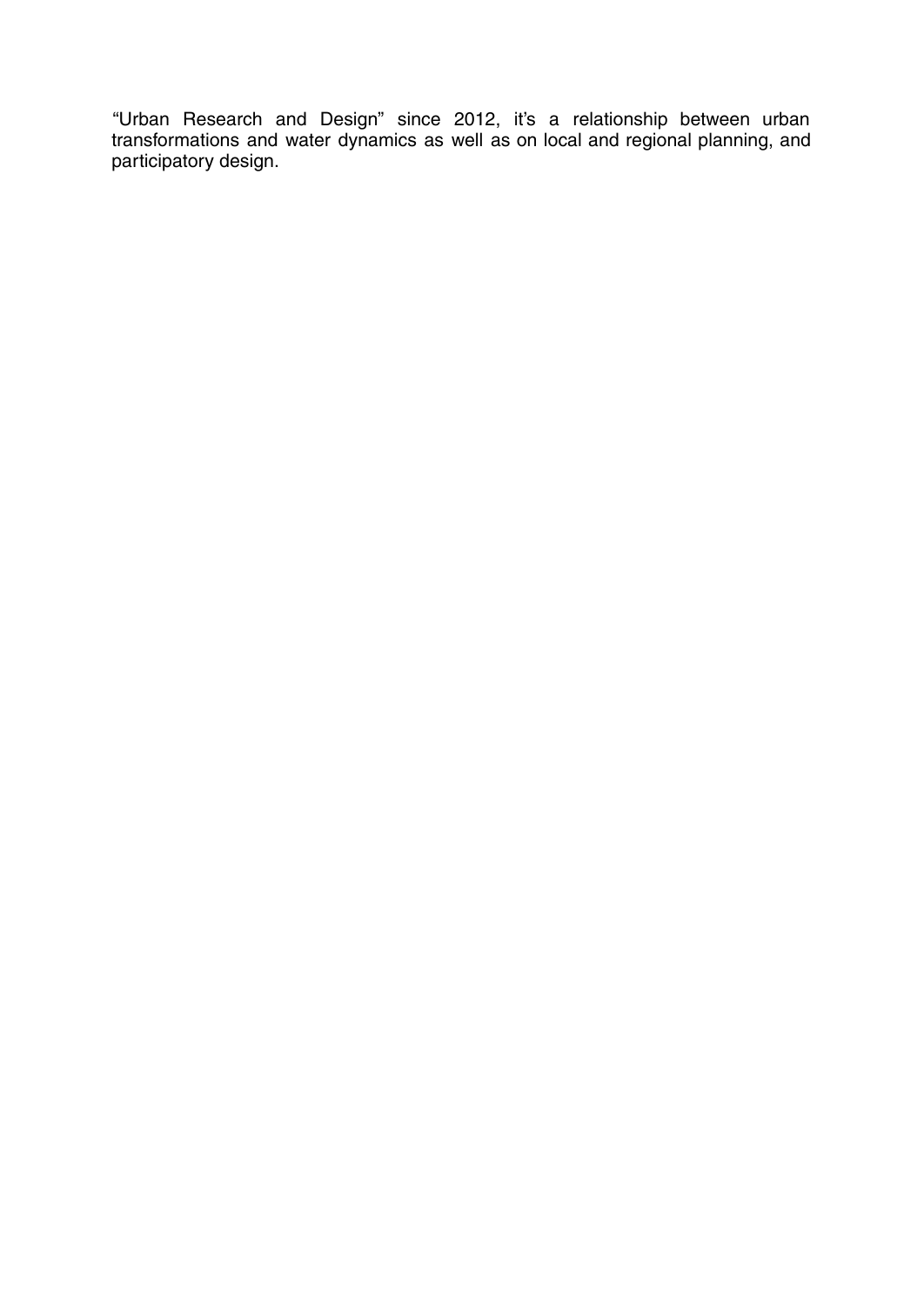"Urban Research and Design" since 2012, it's a relationship between urban transformations and water dynamics as well as on local and regional planning, and participatory design.